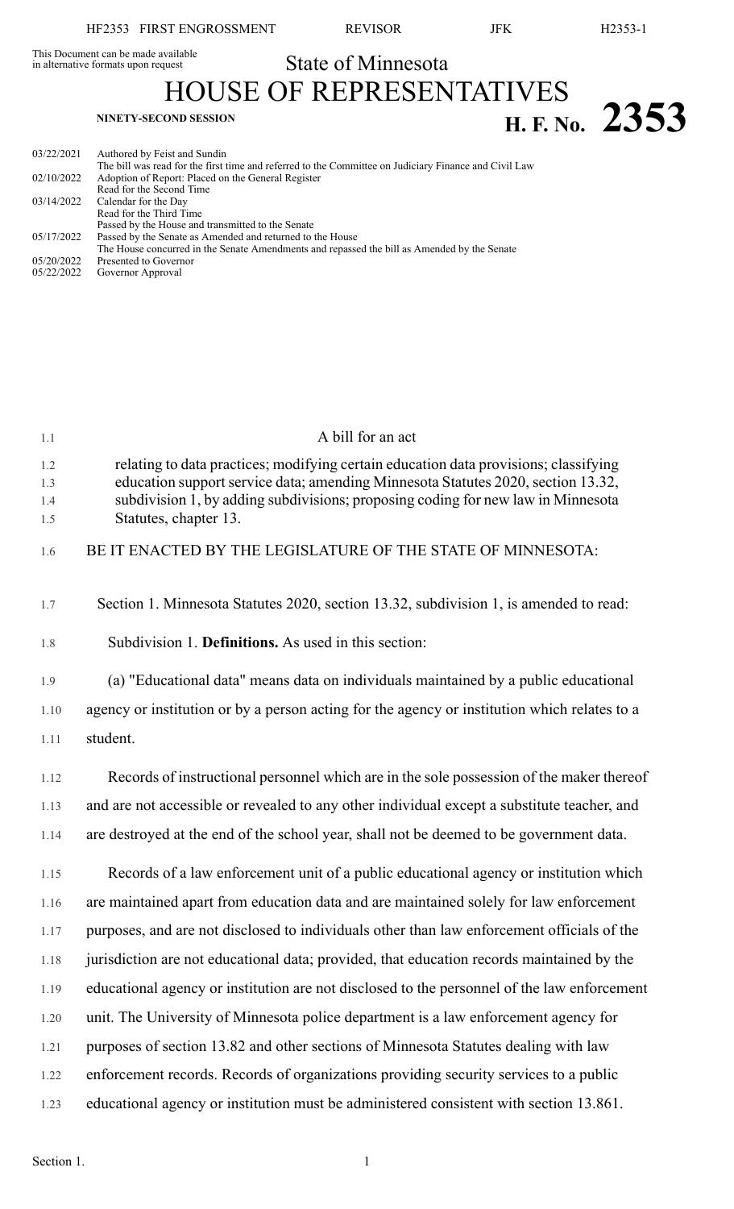This Document can be made available in alternative formats upon request

State of Minnesota

# HOUSE OF REPRESENTATIVES

**NINETY-SECOND SESSION**

# H. F. No. 2353

| | |
|---|---|
| 03/22/2021 | Authored by Feist and Sundin<br>The bill was read for the first time and referred to the Committee on Judiciary Finance and Civil Law |
| 02/10/2022 | Adoption of Report: Placed on the General Register<br>Read for the Second Time |
| 03/14/2022 | Calendar for the Day<br>Read for the Third Time<br>Passed by the House and transmitted to the Senate |
| 05/17/2022 | Passed by the Senate as Amended and returned to the House<br>The House concurred in the Senate Amendments and repassed the bill as Amended by the Senate |
| 05/20/2022 | Presented to Governor |
| 05/22/2022 | Governor Approval |

A bill for an act

relating to data practices; modifying certain education data provisions; classifying education support service data; amending Minnesota Statutes 2020, section 13.32, subdivision 1, by adding subdivisions; proposing coding for new law in Minnesota Statutes, chapter 13.

BE IT ENACTED BY THE LEGISLATURE OF THE STATE OF MINNESOTA:

Section 1. Minnesota Statutes 2020, section 13.32, subdivision 1, is amended to read:

Subdivision 1. **Definitions.** As used in this section:

(a) "Educational data" means data on individuals maintained by a public educational agency or institution or by a person acting for the agency or institution which relates to a student.

Records of instructional personnel which are in the sole possession of the maker thereof and are not accessible or revealed to any other individual except a substitute teacher, and are destroyed at the end of the school year, shall not be deemed to be government data.

Records of a law enforcement unit of a public educational agency or institution which are maintained apart from education data and are maintained solely for law enforcement purposes, and are not disclosed to individuals other than law enforcement officials of the jurisdiction are not educational data; provided, that education records maintained by the educational agency or institution are not disclosed to the personnel of the law enforcement unit. The University of Minnesota police department is a law enforcement agency for purposes of section 13.82 and other sections of Minnesota Statutes dealing with law enforcement records. Records of organizations providing security services to a public educational agency or institution must be administered consistent with section 13.861.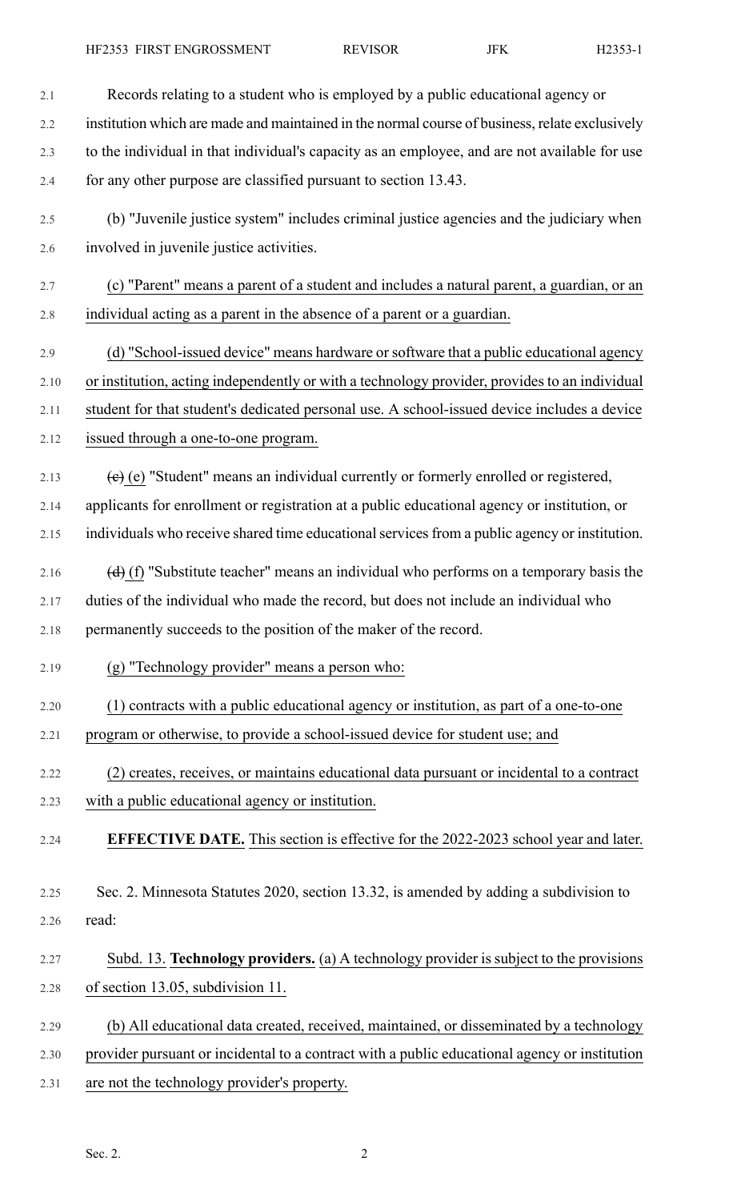Records relating to a student who is employed by a public educational agency or institution which are made and maintained in the normal course of business, relate exclusively to the individual in that individual's capacity as an employee, and are not available for use for any other purpose are classified pursuant to section 13.43.

(b) "Juvenile justice system" includes criminal justice agencies and the judiciary when involved in juvenile justice activities.

(c) "Parent" means a parent of a student and includes a natural parent, a guardian, or an individual acting as a parent in the absence of a parent or a guardian.

(d) "School-issued device" means hardware or software that a public educational agency or institution, acting independently or with a technology provider, provides to an individual student for that student's dedicated personal use. A school-issued device includes a device issued through a one-to-one program.

~~(c)~~ (e) "Student" means an individual currently or formerly enrolled or registered, applicants for enrollment or registration at a public educational agency or institution, or individuals who receive shared time educational services from a public agency or institution.

~~(d)~~ (f) "Substitute teacher" means an individual who performs on a temporary basis the duties of the individual who made the record, but does not include an individual who permanently succeeds to the position of the maker of the record.

(g) "Technology provider" means a person who:

(1) contracts with a public educational agency or institution, as part of a one-to-one program or otherwise, to provide a school-issued device for student use; and

(2) creates, receives, or maintains educational data pursuant or incidental to a contract with a public educational agency or institution.

**EFFECTIVE DATE.** This section is effective for the 2022-2023 school year and later.

Sec. 2. Minnesota Statutes 2020, section 13.32, is amended by adding a subdivision to read:

Subd. 13. **Technology providers.** (a) A technology provider is subject to the provisions of section 13.05, subdivision 11.

(b) All educational data created, received, maintained, or disseminated by a technology provider pursuant or incidental to a contract with a public educational agency or institution are not the technology provider's property.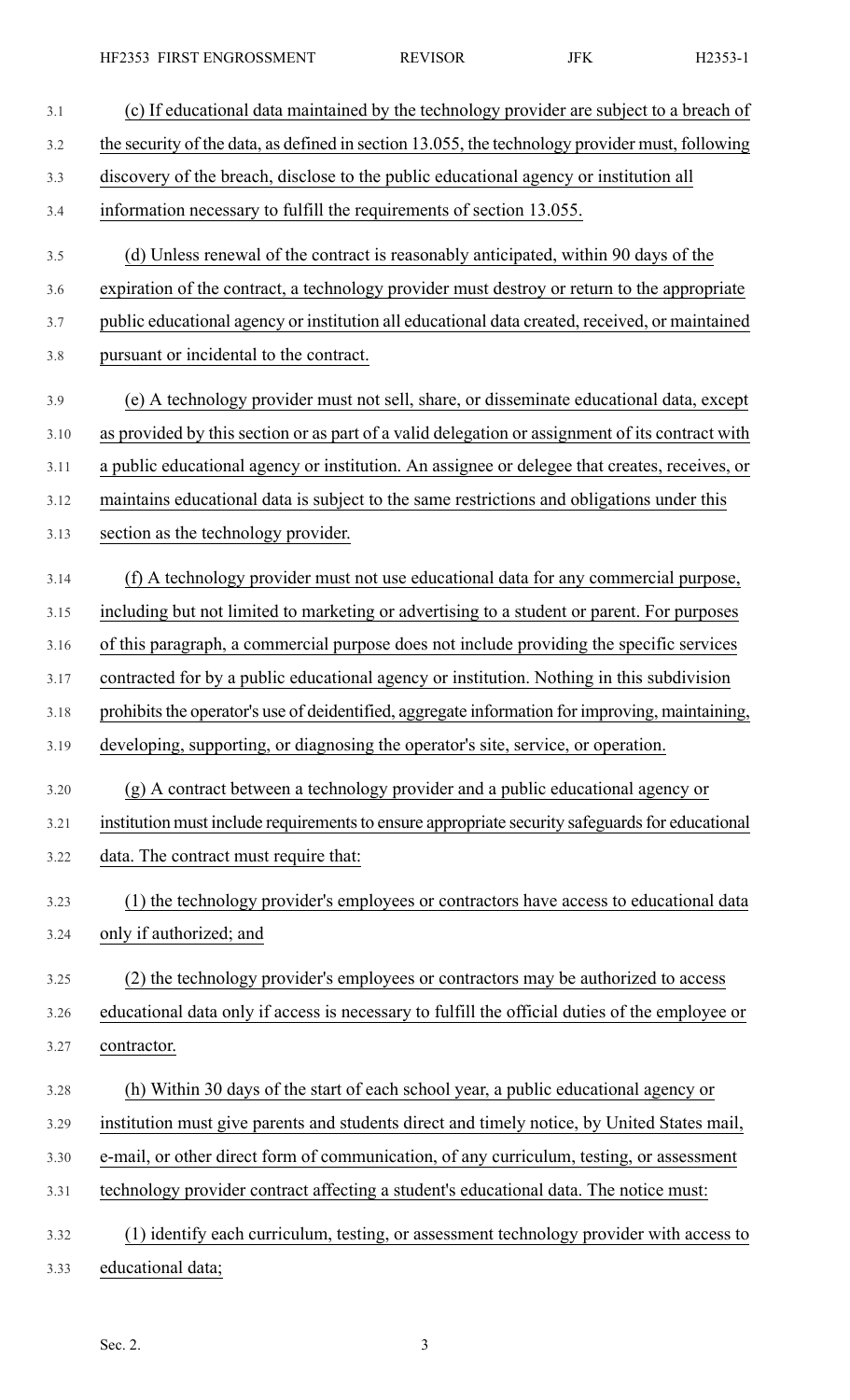(c) If educational data maintained by the technology provider are subject to a breach of the security of the data, as defined in section 13.055, the technology provider must, following discovery of the breach, disclose to the public educational agency or institution all information necessary to fulfill the requirements of section 13.055.

(d) Unless renewal of the contract is reasonably anticipated, within 90 days of the expiration of the contract, a technology provider must destroy or return to the appropriate public educational agency or institution all educational data created, received, or maintained pursuant or incidental to the contract.

(e) A technology provider must not sell, share, or disseminate educational data, except as provided by this section or as part of a valid delegation or assignment of its contract with a public educational agency or institution. An assignee or delegee that creates, receives, or maintains educational data is subject to the same restrictions and obligations under this section as the technology provider.

(f) A technology provider must not use educational data for any commercial purpose, including but not limited to marketing or advertising to a student or parent. For purposes of this paragraph, a commercial purpose does not include providing the specific services contracted for by a public educational agency or institution. Nothing in this subdivision prohibits the operator's use of deidentified, aggregate information for improving, maintaining, developing, supporting, or diagnosing the operator's site, service, or operation.

(g) A contract between a technology provider and a public educational agency or institution must include requirements to ensure appropriate security safeguards for educational data. The contract must require that:

(1) the technology provider's employees or contractors have access to educational data only if authorized; and

(2) the technology provider's employees or contractors may be authorized to access educational data only if access is necessary to fulfill the official duties of the employee or contractor.

(h) Within 30 days of the start of each school year, a public educational agency or institution must give parents and students direct and timely notice, by United States mail, e-mail, or other direct form of communication, of any curriculum, testing, or assessment technology provider contract affecting a student's educational data. The notice must:

(1) identify each curriculum, testing, or assessment technology provider with access to educational data;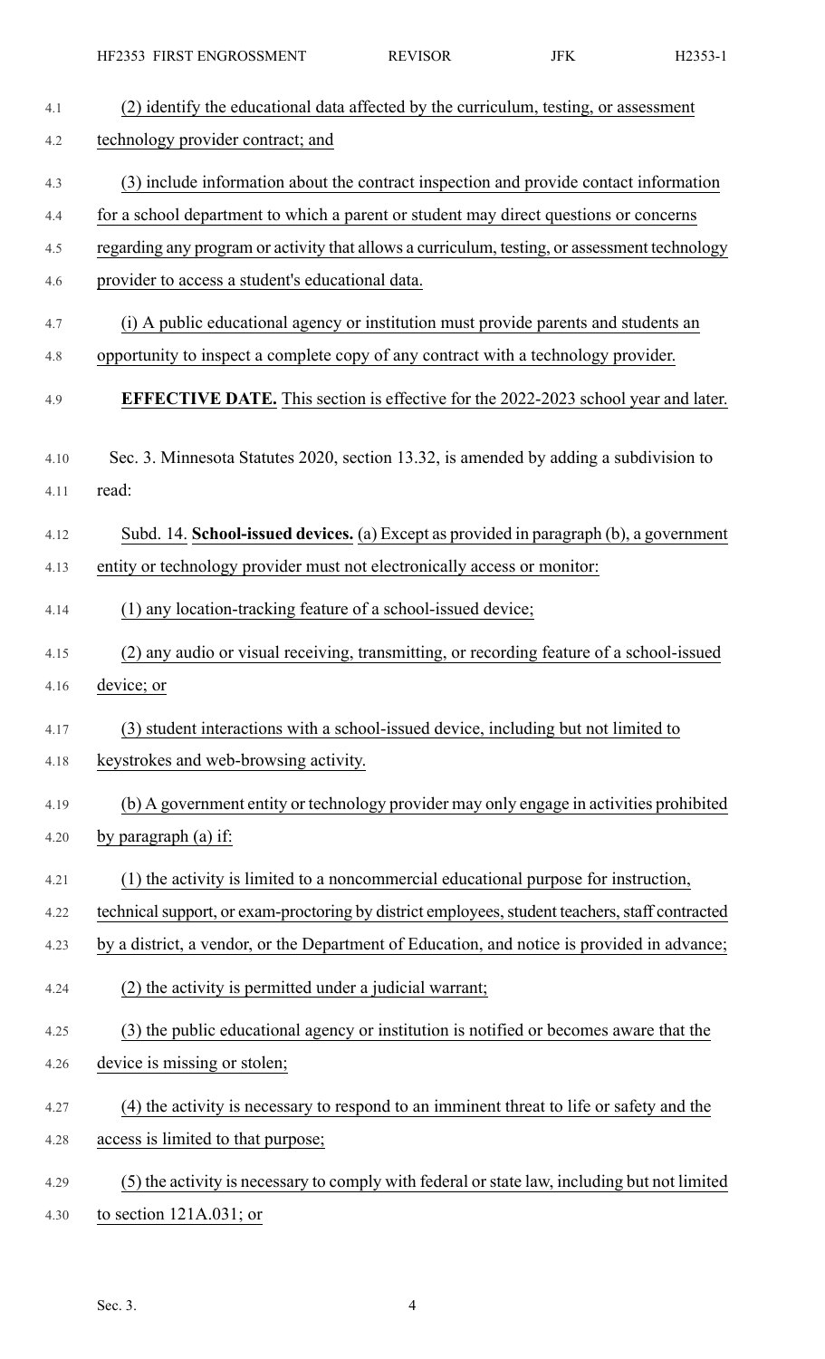(2) identify the educational data affected by the curriculum, testing, or assessment technology provider contract; and

(3) include information about the contract inspection and provide contact information for a school department to which a parent or student may direct questions or concerns regarding any program or activity that allows a curriculum, testing, or assessment technology provider to access a student's educational data.

(i) A public educational agency or institution must provide parents and students an opportunity to inspect a complete copy of any contract with a technology provider.

**EFFECTIVE DATE.** This section is effective for the 2022-2023 school year and later.

Sec. 3. Minnesota Statutes 2020, section 13.32, is amended by adding a subdivision to read:

Subd. 14. **School-issued devices.** (a) Except as provided in paragraph (b), a government entity or technology provider must not electronically access or monitor:

(1) any location-tracking feature of a school-issued device;

(2) any audio or visual receiving, transmitting, or recording feature of a school-issued device; or

(3) student interactions with a school-issued device, including but not limited to keystrokes and web-browsing activity.

(b) A government entity or technology provider may only engage in activities prohibited by paragraph (a) if:

(1) the activity is limited to a noncommercial educational purpose for instruction, technical support, or exam-proctoring by district employees, student teachers, staff contracted by a district, a vendor, or the Department of Education, and notice is provided in advance;

(2) the activity is permitted under a judicial warrant;

(3) the public educational agency or institution is notified or becomes aware that the device is missing or stolen;

(4) the activity is necessary to respond to an imminent threat to life or safety and the access is limited to that purpose;

(5) the activity is necessary to comply with federal or state law, including but not limited to section 121A.031; or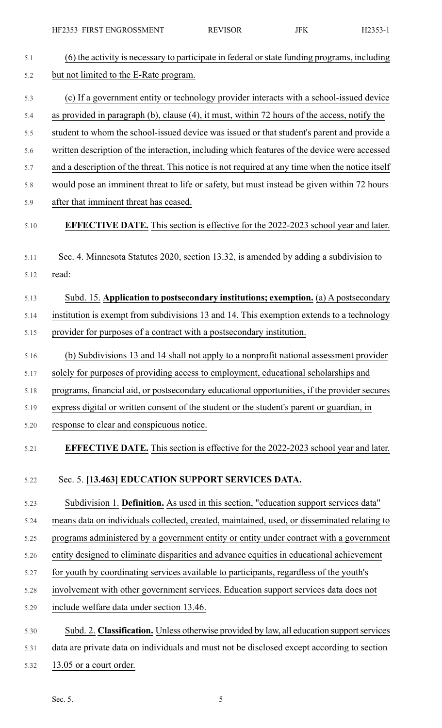(6) the activity is necessary to participate in federal or state funding programs, including but not limited to the E-Rate program.

(c) If a government entity or technology provider interacts with a school-issued device as provided in paragraph (b), clause (4), it must, within 72 hours of the access, notify the student to whom the school-issued device was issued or that student's parent and provide a written description of the interaction, including which features of the device were accessed and a description of the threat. This notice is not required at any time when the notice itself would pose an imminent threat to life or safety, but must instead be given within 72 hours after that imminent threat has ceased.

**EFFECTIVE DATE.** This section is effective for the 2022-2023 school year and later.

Sec. 4. Minnesota Statutes 2020, section 13.32, is amended by adding a subdivision to read:

Subd. 15. **Application to postsecondary institutions; exemption.** (a) A postsecondary institution is exempt from subdivisions 13 and 14. This exemption extends to a technology provider for purposes of a contract with a postsecondary institution.

(b) Subdivisions 13 and 14 shall not apply to a nonprofit national assessment provider solely for purposes of providing access to employment, educational scholarships and programs, financial aid, or postsecondary educational opportunities, if the provider secures express digital or written consent of the student or the student's parent or guardian, in response to clear and conspicuous notice.

**EFFECTIVE DATE.** This section is effective for the 2022-2023 school year and later.

Sec. 5. **[13.463] EDUCATION SUPPORT SERVICES DATA.**

Subdivision 1. **Definition.** As used in this section, "education support services data" means data on individuals collected, created, maintained, used, or disseminated relating to programs administered by a government entity or entity under contract with a government entity designed to eliminate disparities and advance equities in educational achievement for youth by coordinating services available to participants, regardless of the youth's involvement with other government services. Education support services data does not include welfare data under section 13.46.

Subd. 2. **Classification.** Unless otherwise provided by law, all education support services data are private data on individuals and must not be disclosed except according to section 13.05 or a court order.